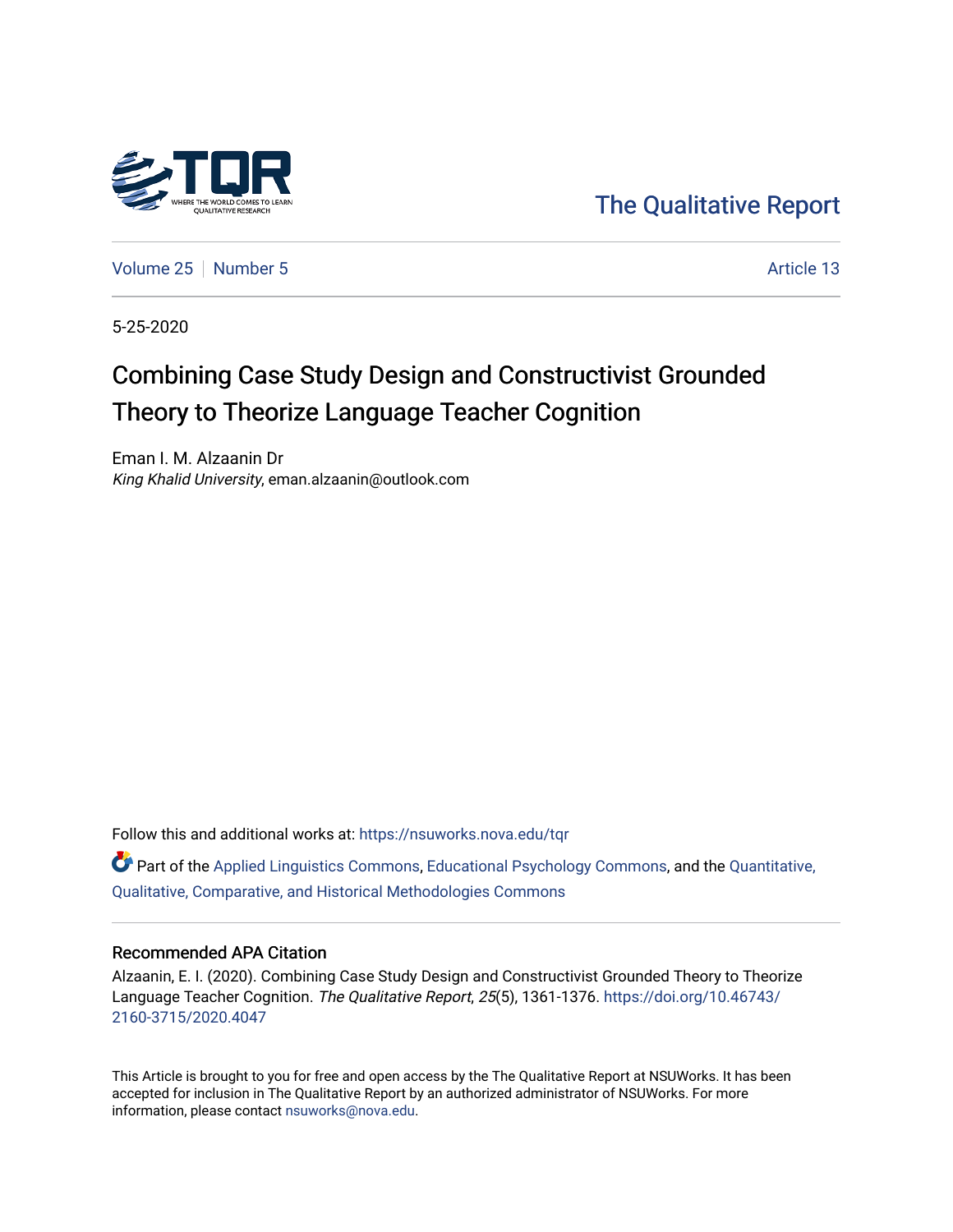The Qualitative Report

Volume 25 | Number 5 | Article 13

5-25-2020

# Combining Case Study Design and Constructivist Grounded Theory to Theorize Language Teacher Cognition

Eman I. M. Alzaanin Dr
*King Khalid University*, eman.alzaanin@outlook.com

Follow this and additional works at: https://nsuworks.nova.edu/tqr

Part of the Applied Linguistics Commons, Educational Psychology Commons, and the Quantitative, Qualitative, Comparative, and Historical Methodologies Commons

## Recommended APA Citation

Alzaanin, E. I. (2020). Combining Case Study Design and Constructivist Grounded Theory to Theorize Language Teacher Cognition. *The Qualitative Report*, *25*(5), 1361-1376. https://doi.org/10.46743/2160-3715/2020.4047

This Article is brought to you for free and open access by the The Qualitative Report at NSUWorks. It has been accepted for inclusion in The Qualitative Report by an authorized administrator of NSUWorks. For more information, please contact nsuworks@nova.edu.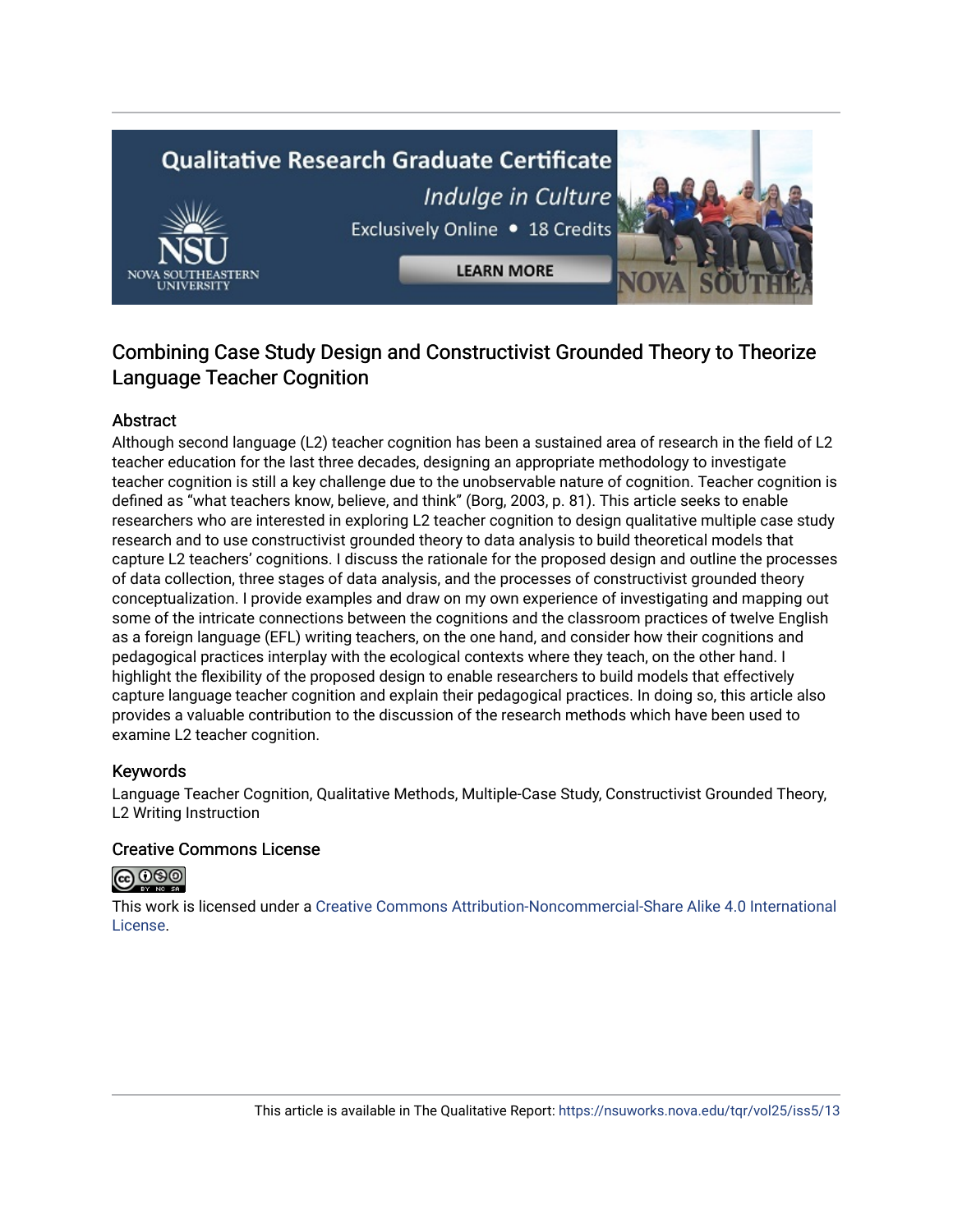# Combining Case Study Design and Constructivist Grounded Theory to Theorize Language Teacher Cognition

## Abstract

Although second language (L2) teacher cognition has been a sustained area of research in the field of L2 teacher education for the last three decades, designing an appropriate methodology to investigate teacher cognition is still a key challenge due to the unobservable nature of cognition. Teacher cognition is defined as "what teachers know, believe, and think" (Borg, 2003, p. 81). This article seeks to enable researchers who are interested in exploring L2 teacher cognition to design qualitative multiple case study research and to use constructivist grounded theory to data analysis to build theoretical models that capture L2 teachers' cognitions. I discuss the rationale for the proposed design and outline the processes of data collection, three stages of data analysis, and the processes of constructivist grounded theory conceptualization. I provide examples and draw on my own experience of investigating and mapping out some of the intricate connections between the cognitions and the classroom practices of twelve English as a foreign language (EFL) writing teachers, on the one hand, and consider how their cognitions and pedagogical practices interplay with the ecological contexts where they teach, on the other hand. I highlight the flexibility of the proposed design to enable researchers to build models that effectively capture language teacher cognition and explain their pedagogical practices. In doing so, this article also provides a valuable contribution to the discussion of the research methods which have been used to examine L2 teacher cognition.

## Keywords

Language Teacher Cognition, Qualitative Methods, Multiple-Case Study, Constructivist Grounded Theory, L2 Writing Instruction

## Creative Commons License

This work is licensed under a Creative Commons Attribution-Noncommercial-Share Alike 4.0 International License.

This article is available in The Qualitative Report: https://nsuworks.nova.edu/tqr/vol25/iss5/13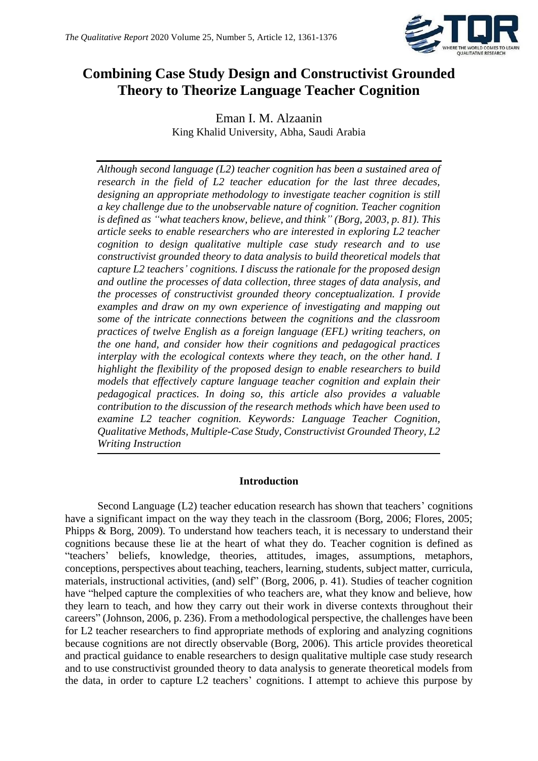# Combining Case Study Design and Constructivist Grounded Theory to Theorize Language Teacher Cognition

Eman I. M. Alzaanin
King Khalid University, Abha, Saudi Arabia

*Although second language (L2) teacher cognition has been a sustained area of research in the field of L2 teacher education for the last three decades, designing an appropriate methodology to investigate teacher cognition is still a key challenge due to the unobservable nature of cognition. Teacher cognition is defined as "what teachers know, believe, and think" (Borg, 2003, p. 81). This article seeks to enable researchers who are interested in exploring L2 teacher cognition to design qualitative multiple case study research and to use constructivist grounded theory to data analysis to build theoretical models that capture L2 teachers' cognitions. I discuss the rationale for the proposed design and outline the processes of data collection, three stages of data analysis, and the processes of constructivist grounded theory conceptualization. I provide examples and draw on my own experience of investigating and mapping out some of the intricate connections between the cognitions and the classroom practices of twelve English as a foreign language (EFL) writing teachers, on the one hand, and consider how their cognitions and pedagogical practices interplay with the ecological contexts where they teach, on the other hand. I highlight the flexibility of the proposed design to enable researchers to build models that effectively capture language teacher cognition and explain their pedagogical practices. In doing so, this article also provides a valuable contribution to the discussion of the research methods which have been used to examine L2 teacher cognition. Keywords: Language Teacher Cognition, Qualitative Methods, Multiple-Case Study, Constructivist Grounded Theory, L2 Writing Instruction*

## Introduction

Second Language (L2) teacher education research has shown that teachers' cognitions have a significant impact on the way they teach in the classroom (Borg, 2006; Flores, 2005; Phipps & Borg, 2009). To understand how teachers teach, it is necessary to understand their cognitions because these lie at the heart of what they do. Teacher cognition is defined as "teachers' beliefs, knowledge, theories, attitudes, images, assumptions, metaphors, conceptions, perspectives about teaching, teachers, learning, students, subject matter, curricula, materials, instructional activities, (and) self" (Borg, 2006, p. 41). Studies of teacher cognition have "helped capture the complexities of who teachers are, what they know and believe, how they learn to teach, and how they carry out their work in diverse contexts throughout their careers" (Johnson, 2006, p. 236). From a methodological perspective, the challenges have been for L2 teacher researchers to find appropriate methods of exploring and analyzing cognitions because cognitions are not directly observable (Borg, 2006). This article provides theoretical and practical guidance to enable researchers to design qualitative multiple case study research and to use constructivist grounded theory to data analysis to generate theoretical models from the data, in order to capture L2 teachers' cognitions. I attempt to achieve this purpose by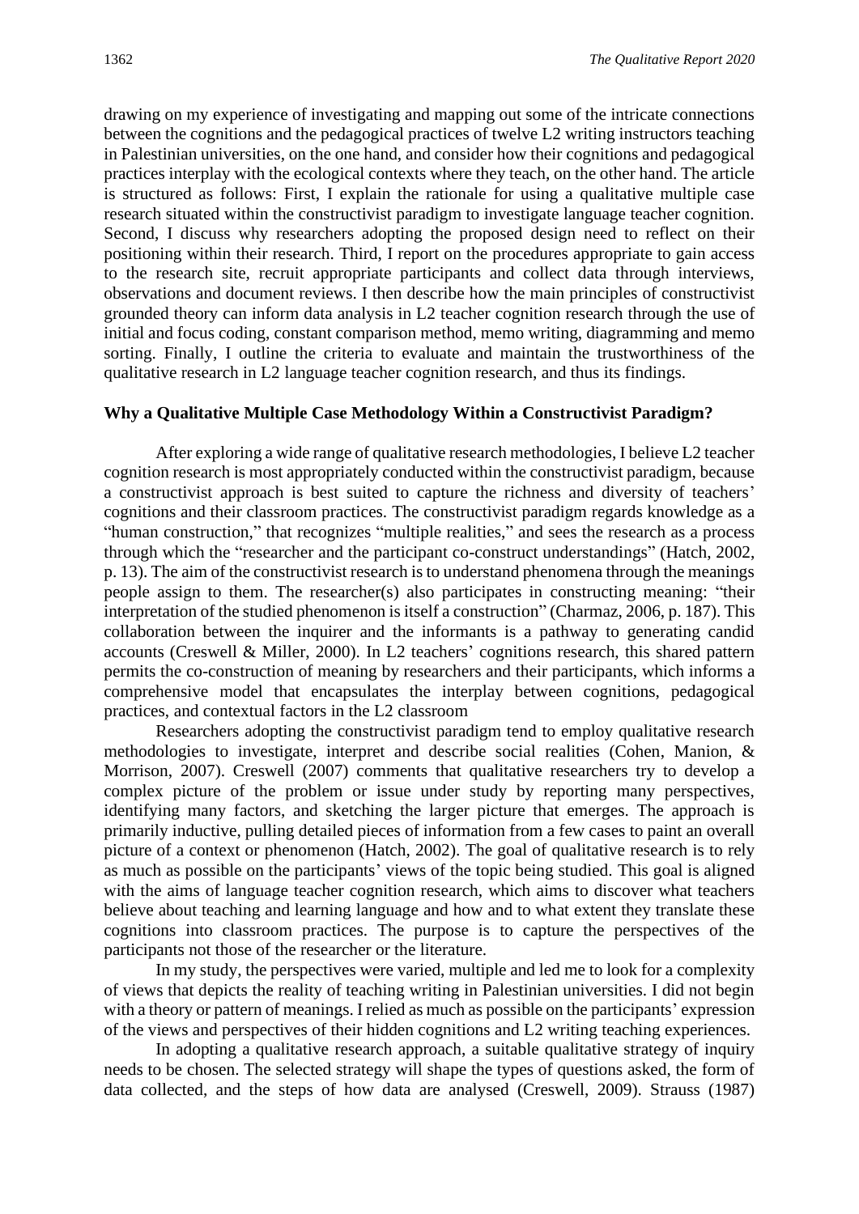drawing on my experience of investigating and mapping out some of the intricate connections between the cognitions and the pedagogical practices of twelve L2 writing instructors teaching in Palestinian universities, on the one hand, and consider how their cognitions and pedagogical practices interplay with the ecological contexts where they teach, on the other hand. The article is structured as follows: First, I explain the rationale for using a qualitative multiple case research situated within the constructivist paradigm to investigate language teacher cognition. Second, I discuss why researchers adopting the proposed design need to reflect on their positioning within their research. Third, I report on the procedures appropriate to gain access to the research site, recruit appropriate participants and collect data through interviews, observations and document reviews. I then describe how the main principles of constructivist grounded theory can inform data analysis in L2 teacher cognition research through the use of initial and focus coding, constant comparison method, memo writing, diagramming and memo sorting. Finally, I outline the criteria to evaluate and maintain the trustworthiness of the qualitative research in L2 language teacher cognition research, and thus its findings.

## Why a Qualitative Multiple Case Methodology Within a Constructivist Paradigm?

After exploring a wide range of qualitative research methodologies, I believe L2 teacher cognition research is most appropriately conducted within the constructivist paradigm, because a constructivist approach is best suited to capture the richness and diversity of teachers' cognitions and their classroom practices. The constructivist paradigm regards knowledge as a "human construction," that recognizes "multiple realities," and sees the research as a process through which the "researcher and the participant co-construct understandings" (Hatch, 2002, p. 13). The aim of the constructivist research is to understand phenomena through the meanings people assign to them. The researcher(s) also participates in constructing meaning: "their interpretation of the studied phenomenon is itself a construction" (Charmaz, 2006, p. 187). This collaboration between the inquirer and the informants is a pathway to generating candid accounts (Creswell & Miller, 2000). In L2 teachers' cognitions research, this shared pattern permits the co-construction of meaning by researchers and their participants, which informs a comprehensive model that encapsulates the interplay between cognitions, pedagogical practices, and contextual factors in the L2 classroom

Researchers adopting the constructivist paradigm tend to employ qualitative research methodologies to investigate, interpret and describe social realities (Cohen, Manion, & Morrison, 2007). Creswell (2007) comments that qualitative researchers try to develop a complex picture of the problem or issue under study by reporting many perspectives, identifying many factors, and sketching the larger picture that emerges. The approach is primarily inductive, pulling detailed pieces of information from a few cases to paint an overall picture of a context or phenomenon (Hatch, 2002). The goal of qualitative research is to rely as much as possible on the participants' views of the topic being studied. This goal is aligned with the aims of language teacher cognition research, which aims to discover what teachers believe about teaching and learning language and how and to what extent they translate these cognitions into classroom practices. The purpose is to capture the perspectives of the participants not those of the researcher or the literature.

In my study, the perspectives were varied, multiple and led me to look for a complexity of views that depicts the reality of teaching writing in Palestinian universities. I did not begin with a theory or pattern of meanings. I relied as much as possible on the participants' expression of the views and perspectives of their hidden cognitions and L2 writing teaching experiences.

In adopting a qualitative research approach, a suitable qualitative strategy of inquiry needs to be chosen. The selected strategy will shape the types of questions asked, the form of data collected, and the steps of how data are analysed (Creswell, 2009). Strauss (1987)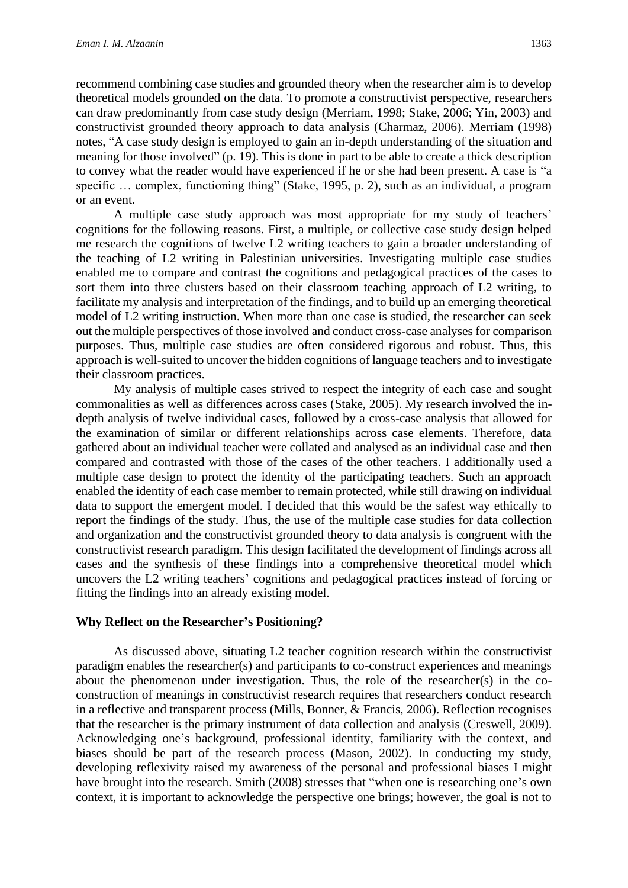recommend combining case studies and grounded theory when the researcher aim is to develop theoretical models grounded on the data. To promote a constructivist perspective, researchers can draw predominantly from case study design (Merriam, 1998; Stake, 2006; Yin, 2003) and constructivist grounded theory approach to data analysis (Charmaz, 2006). Merriam (1998) notes, "A case study design is employed to gain an in-depth understanding of the situation and meaning for those involved" (p. 19). This is done in part to be able to create a thick description to convey what the reader would have experienced if he or she had been present. A case is "a specific … complex, functioning thing" (Stake, 1995, p. 2), such as an individual, a program or an event.

A multiple case study approach was most appropriate for my study of teachers' cognitions for the following reasons. First, a multiple, or collective case study design helped me research the cognitions of twelve L2 writing teachers to gain a broader understanding of the teaching of L2 writing in Palestinian universities. Investigating multiple case studies enabled me to compare and contrast the cognitions and pedagogical practices of the cases to sort them into three clusters based on their classroom teaching approach of L2 writing, to facilitate my analysis and interpretation of the findings, and to build up an emerging theoretical model of L2 writing instruction. When more than one case is studied, the researcher can seek out the multiple perspectives of those involved and conduct cross-case analyses for comparison purposes. Thus, multiple case studies are often considered rigorous and robust. Thus, this approach is well-suited to uncover the hidden cognitions of language teachers and to investigate their classroom practices.

My analysis of multiple cases strived to respect the integrity of each case and sought commonalities as well as differences across cases (Stake, 2005). My research involved the in-depth analysis of twelve individual cases, followed by a cross-case analysis that allowed for the examination of similar or different relationships across case elements. Therefore, data gathered about an individual teacher were collated and analysed as an individual case and then compared and contrasted with those of the cases of the other teachers. I additionally used a multiple case design to protect the identity of the participating teachers. Such an approach enabled the identity of each case member to remain protected, while still drawing on individual data to support the emergent model. I decided that this would be the safest way ethically to report the findings of the study. Thus, the use of the multiple case studies for data collection and organization and the constructivist grounded theory to data analysis is congruent with the constructivist research paradigm. This design facilitated the development of findings across all cases and the synthesis of these findings into a comprehensive theoretical model which uncovers the L2 writing teachers' cognitions and pedagogical practices instead of forcing or fitting the findings into an already existing model.

## Why Reflect on the Researcher's Positioning?

As discussed above, situating L2 teacher cognition research within the constructivist paradigm enables the researcher(s) and participants to co-construct experiences and meanings about the phenomenon under investigation. Thus, the role of the researcher(s) in the co-construction of meanings in constructivist research requires that researchers conduct research in a reflective and transparent process (Mills, Bonner, & Francis, 2006). Reflection recognises that the researcher is the primary instrument of data collection and analysis (Creswell, 2009). Acknowledging one's background, professional identity, familiarity with the context, and biases should be part of the research process (Mason, 2002). In conducting my study, developing reflexivity raised my awareness of the personal and professional biases I might have brought into the research. Smith (2008) stresses that "when one is researching one's own context, it is important to acknowledge the perspective one brings; however, the goal is not to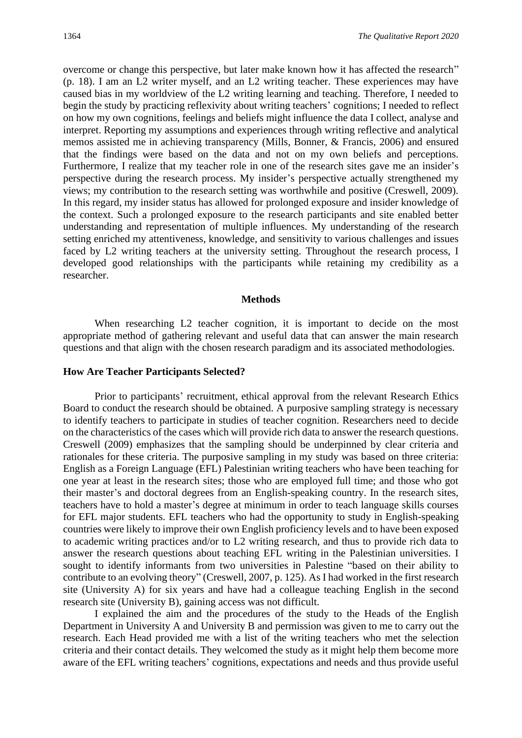overcome or change this perspective, but later make known how it has affected the research" (p. 18). I am an L2 writer myself, and an L2 writing teacher. These experiences may have caused bias in my worldview of the L2 writing learning and teaching. Therefore, I needed to begin the study by practicing reflexivity about writing teachers' cognitions; I needed to reflect on how my own cognitions, feelings and beliefs might influence the data I collect, analyse and interpret. Reporting my assumptions and experiences through writing reflective and analytical memos assisted me in achieving transparency (Mills, Bonner, & Francis, 2006) and ensured that the findings were based on the data and not on my own beliefs and perceptions. Furthermore, I realize that my teacher role in one of the research sites gave me an insider's perspective during the research process. My insider's perspective actually strengthened my views; my contribution to the research setting was worthwhile and positive (Creswell, 2009). In this regard, my insider status has allowed for prolonged exposure and insider knowledge of the context. Such a prolonged exposure to the research participants and site enabled better understanding and representation of multiple influences. My understanding of the research setting enriched my attentiveness, knowledge, and sensitivity to various challenges and issues faced by L2 writing teachers at the university setting. Throughout the research process, I developed good relationships with the participants while retaining my credibility as a researcher.

## Methods

When researching L2 teacher cognition, it is important to decide on the most appropriate method of gathering relevant and useful data that can answer the main research questions and that align with the chosen research paradigm and its associated methodologies.

### How Are Teacher Participants Selected?

Prior to participants' recruitment, ethical approval from the relevant Research Ethics Board to conduct the research should be obtained. A purposive sampling strategy is necessary to identify teachers to participate in studies of teacher cognition. Researchers need to decide on the characteristics of the cases which will provide rich data to answer the research questions. Creswell (2009) emphasizes that the sampling should be underpinned by clear criteria and rationales for these criteria. The purposive sampling in my study was based on three criteria: English as a Foreign Language (EFL) Palestinian writing teachers who have been teaching for one year at least in the research sites; those who are employed full time; and those who got their master's and doctoral degrees from an English-speaking country. In the research sites, teachers have to hold a master's degree at minimum in order to teach language skills courses for EFL major students. EFL teachers who had the opportunity to study in English-speaking countries were likely to improve their own English proficiency levels and to have been exposed to academic writing practices and/or to L2 writing research, and thus to provide rich data to answer the research questions about teaching EFL writing in the Palestinian universities. I sought to identify informants from two universities in Palestine "based on their ability to contribute to an evolving theory" (Creswell, 2007, p. 125). As I had worked in the first research site (University A) for six years and have had a colleague teaching English in the second research site (University B), gaining access was not difficult.

I explained the aim and the procedures of the study to the Heads of the English Department in University A and University B and permission was given to me to carry out the research. Each Head provided me with a list of the writing teachers who met the selection criteria and their contact details. They welcomed the study as it might help them become more aware of the EFL writing teachers' cognitions, expectations and needs and thus provide useful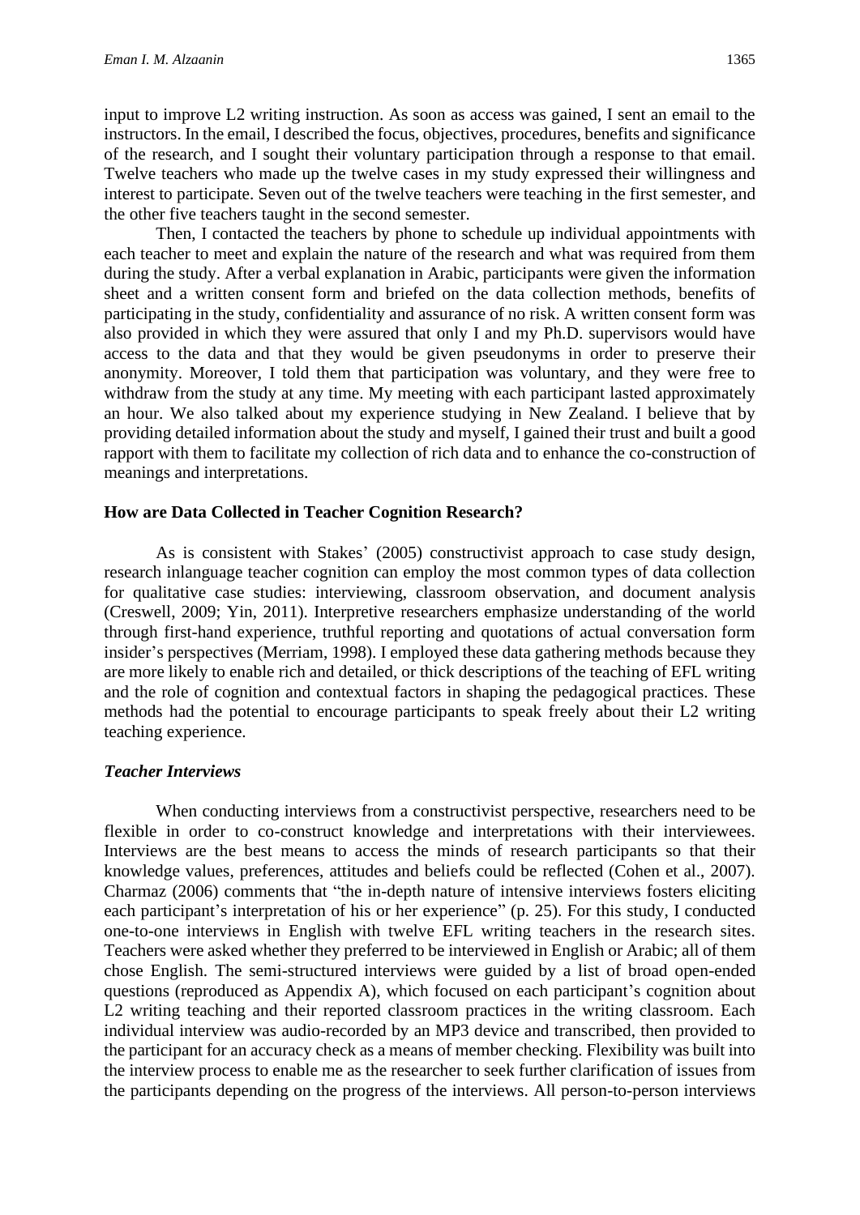input to improve L2 writing instruction. As soon as access was gained, I sent an email to the instructors. In the email, I described the focus, objectives, procedures, benefits and significance of the research, and I sought their voluntary participation through a response to that email. Twelve teachers who made up the twelve cases in my study expressed their willingness and interest to participate. Seven out of the twelve teachers were teaching in the first semester, and the other five teachers taught in the second semester.

Then, I contacted the teachers by phone to schedule up individual appointments with each teacher to meet and explain the nature of the research and what was required from them during the study. After a verbal explanation in Arabic, participants were given the information sheet and a written consent form and briefed on the data collection methods, benefits of participating in the study, confidentiality and assurance of no risk. A written consent form was also provided in which they were assured that only I and my Ph.D. supervisors would have access to the data and that they would be given pseudonyms in order to preserve their anonymity. Moreover, I told them that participation was voluntary, and they were free to withdraw from the study at any time. My meeting with each participant lasted approximately an hour. We also talked about my experience studying in New Zealand. I believe that by providing detailed information about the study and myself, I gained their trust and built a good rapport with them to facilitate my collection of rich data and to enhance the co-construction of meanings and interpretations.

## How are Data Collected in Teacher Cognition Research?

As is consistent with Stakes' (2005) constructivist approach to case study design, research inlanguage teacher cognition can employ the most common types of data collection for qualitative case studies: interviewing, classroom observation, and document analysis (Creswell, 2009; Yin, 2011). Interpretive researchers emphasize understanding of the world through first-hand experience, truthful reporting and quotations of actual conversation form insider's perspectives (Merriam, 1998). I employed these data gathering methods because they are more likely to enable rich and detailed, or thick descriptions of the teaching of EFL writing and the role of cognition and contextual factors in shaping the pedagogical practices. These methods had the potential to encourage participants to speak freely about their L2 writing teaching experience.

### *Teacher Interviews*

When conducting interviews from a constructivist perspective, researchers need to be flexible in order to co-construct knowledge and interpretations with their interviewees. Interviews are the best means to access the minds of research participants so that their knowledge values, preferences, attitudes and beliefs could be reflected (Cohen et al., 2007). Charmaz (2006) comments that "the in-depth nature of intensive interviews fosters eliciting each participant's interpretation of his or her experience" (p. 25). For this study, I conducted one-to-one interviews in English with twelve EFL writing teachers in the research sites. Teachers were asked whether they preferred to be interviewed in English or Arabic; all of them chose English. The semi-structured interviews were guided by a list of broad open-ended questions (reproduced as Appendix A), which focused on each participant's cognition about L2 writing teaching and their reported classroom practices in the writing classroom. Each individual interview was audio-recorded by an MP3 device and transcribed, then provided to the participant for an accuracy check as a means of member checking. Flexibility was built into the interview process to enable me as the researcher to seek further clarification of issues from the participants depending on the progress of the interviews. All person-to-person interviews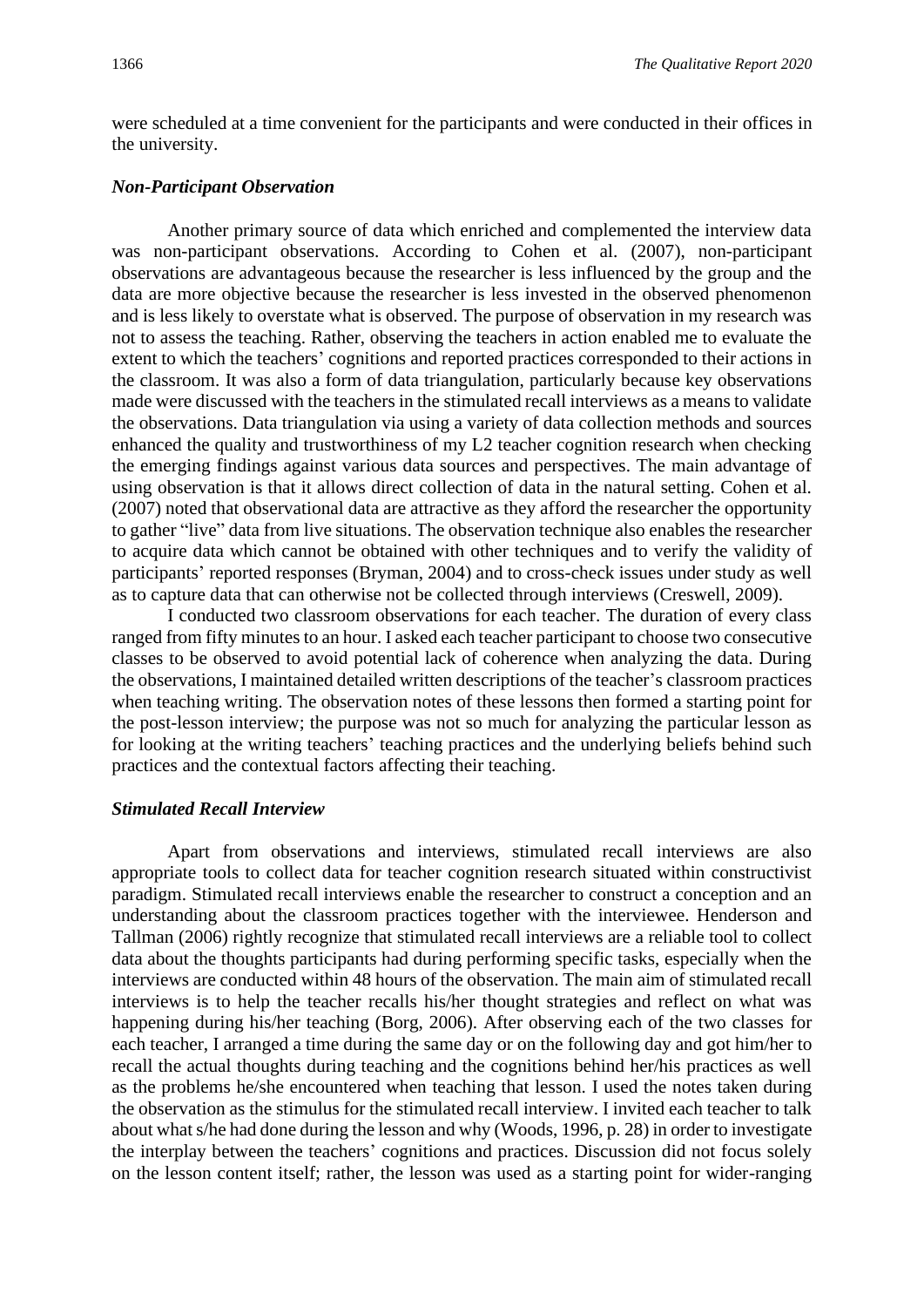were scheduled at a time convenient for the participants and were conducted in their offices in the university.

### *Non-Participant Observation*

Another primary source of data which enriched and complemented the interview data was non-participant observations. According to Cohen et al. (2007), non-participant observations are advantageous because the researcher is less influenced by the group and the data are more objective because the researcher is less invested in the observed phenomenon and is less likely to overstate what is observed. The purpose of observation in my research was not to assess the teaching. Rather, observing the teachers in action enabled me to evaluate the extent to which the teachers' cognitions and reported practices corresponded to their actions in the classroom. It was also a form of data triangulation, particularly because key observations made were discussed with the teachers in the stimulated recall interviews as a means to validate the observations. Data triangulation via using a variety of data collection methods and sources enhanced the quality and trustworthiness of my L2 teacher cognition research when checking the emerging findings against various data sources and perspectives. The main advantage of using observation is that it allows direct collection of data in the natural setting. Cohen et al. (2007) noted that observational data are attractive as they afford the researcher the opportunity to gather "live" data from live situations. The observation technique also enables the researcher to acquire data which cannot be obtained with other techniques and to verify the validity of participants' reported responses (Bryman, 2004) and to cross-check issues under study as well as to capture data that can otherwise not be collected through interviews (Creswell, 2009).

I conducted two classroom observations for each teacher. The duration of every class ranged from fifty minutes to an hour. I asked each teacher participant to choose two consecutive classes to be observed to avoid potential lack of coherence when analyzing the data. During the observations, I maintained detailed written descriptions of the teacher's classroom practices when teaching writing. The observation notes of these lessons then formed a starting point for the post-lesson interview; the purpose was not so much for analyzing the particular lesson as for looking at the writing teachers' teaching practices and the underlying beliefs behind such practices and the contextual factors affecting their teaching.

### *Stimulated Recall Interview*

Apart from observations and interviews, stimulated recall interviews are also appropriate tools to collect data for teacher cognition research situated within constructivist paradigm. Stimulated recall interviews enable the researcher to construct a conception and an understanding about the classroom practices together with the interviewee. Henderson and Tallman (2006) rightly recognize that stimulated recall interviews are a reliable tool to collect data about the thoughts participants had during performing specific tasks, especially when the interviews are conducted within 48 hours of the observation. The main aim of stimulated recall interviews is to help the teacher recalls his/her thought strategies and reflect on what was happening during his/her teaching (Borg, 2006). After observing each of the two classes for each teacher, I arranged a time during the same day or on the following day and got him/her to recall the actual thoughts during teaching and the cognitions behind her/his practices as well as the problems he/she encountered when teaching that lesson. I used the notes taken during the observation as the stimulus for the stimulated recall interview. I invited each teacher to talk about what s/he had done during the lesson and why (Woods, 1996, p. 28) in order to investigate the interplay between the teachers' cognitions and practices. Discussion did not focus solely on the lesson content itself; rather, the lesson was used as a starting point for wider-ranging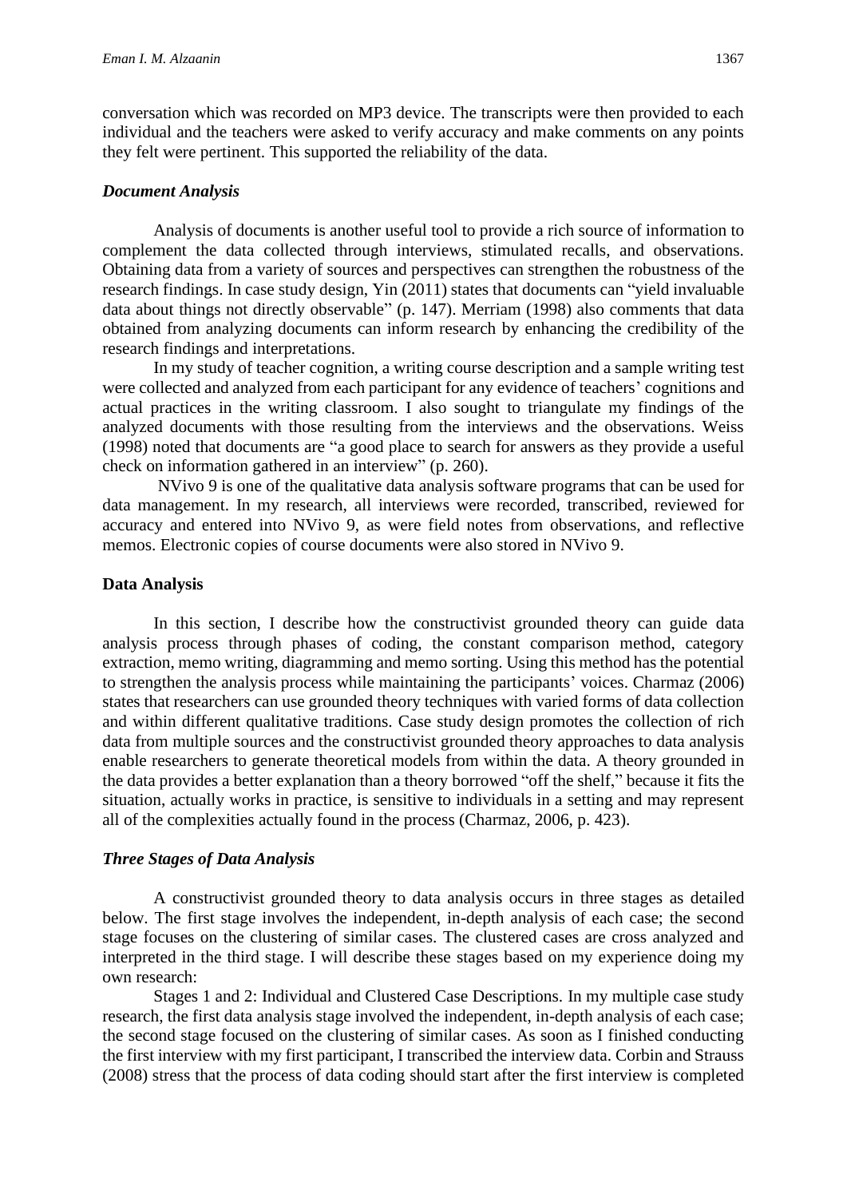conversation which was recorded on MP3 device. The transcripts were then provided to each individual and the teachers were asked to verify accuracy and make comments on any points they felt were pertinent. This supported the reliability of the data.

### *Document Analysis*

Analysis of documents is another useful tool to provide a rich source of information to complement the data collected through interviews, stimulated recalls, and observations. Obtaining data from a variety of sources and perspectives can strengthen the robustness of the research findings. In case study design, Yin (2011) states that documents can "yield invaluable data about things not directly observable" (p. 147). Merriam (1998) also comments that data obtained from analyzing documents can inform research by enhancing the credibility of the research findings and interpretations.

In my study of teacher cognition, a writing course description and a sample writing test were collected and analyzed from each participant for any evidence of teachers' cognitions and actual practices in the writing classroom. I also sought to triangulate my findings of the analyzed documents with those resulting from the interviews and the observations. Weiss (1998) noted that documents are "a good place to search for answers as they provide a useful check on information gathered in an interview" (p. 260).

NVivo 9 is one of the qualitative data analysis software programs that can be used for data management. In my research, all interviews were recorded, transcribed, reviewed for accuracy and entered into NVivo 9, as were field notes from observations, and reflective memos. Electronic copies of course documents were also stored in NVivo 9.

## Data Analysis

In this section, I describe how the constructivist grounded theory can guide data analysis process through phases of coding, the constant comparison method, category extraction, memo writing, diagramming and memo sorting. Using this method has the potential to strengthen the analysis process while maintaining the participants' voices. Charmaz (2006) states that researchers can use grounded theory techniques with varied forms of data collection and within different qualitative traditions. Case study design promotes the collection of rich data from multiple sources and the constructivist grounded theory approaches to data analysis enable researchers to generate theoretical models from within the data. A theory grounded in the data provides a better explanation than a theory borrowed "off the shelf," because it fits the situation, actually works in practice, is sensitive to individuals in a setting and may represent all of the complexities actually found in the process (Charmaz, 2006, p. 423).

### *Three Stages of Data Analysis*

A constructivist grounded theory to data analysis occurs in three stages as detailed below. The first stage involves the independent, in-depth analysis of each case; the second stage focuses on the clustering of similar cases. The clustered cases are cross analyzed and interpreted in the third stage. I will describe these stages based on my experience doing my own research:

Stages 1 and 2: Individual and Clustered Case Descriptions. In my multiple case study research, the first data analysis stage involved the independent, in-depth analysis of each case; the second stage focused on the clustering of similar cases. As soon as I finished conducting the first interview with my first participant, I transcribed the interview data. Corbin and Strauss (2008) stress that the process of data coding should start after the first interview is completed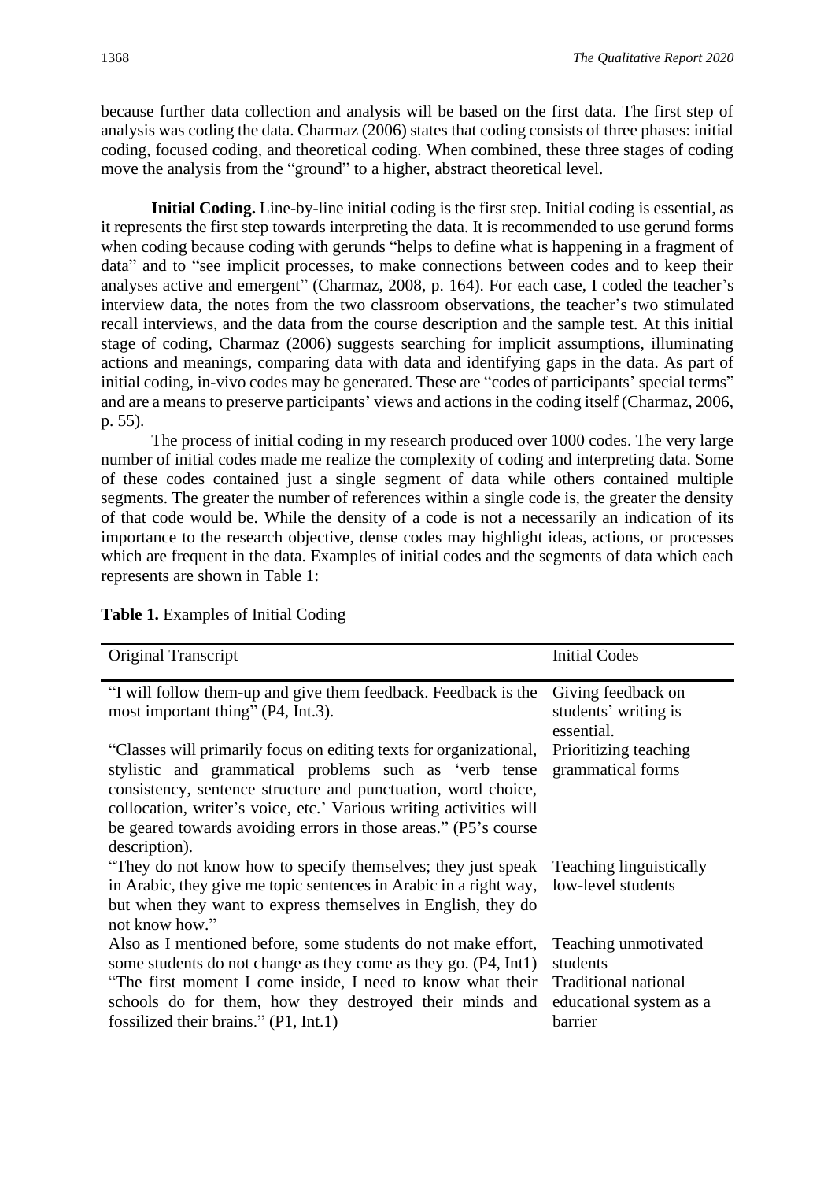because further data collection and analysis will be based on the first data. The first step of analysis was coding the data. Charmaz (2006) states that coding consists of three phases: initial coding, focused coding, and theoretical coding. When combined, these three stages of coding move the analysis from the "ground" to a higher, abstract theoretical level.

**Initial Coding.** Line-by-line initial coding is the first step. Initial coding is essential, as it represents the first step towards interpreting the data. It is recommended to use gerund forms when coding because coding with gerunds "helps to define what is happening in a fragment of data" and to "see implicit processes, to make connections between codes and to keep their analyses active and emergent" (Charmaz, 2008, p. 164). For each case, I coded the teacher's interview data, the notes from the two classroom observations, the teacher's two stimulated recall interviews, and the data from the course description and the sample test. At this initial stage of coding, Charmaz (2006) suggests searching for implicit assumptions, illuminating actions and meanings, comparing data with data and identifying gaps in the data. As part of initial coding, in-vivo codes may be generated. These are "codes of participants' special terms" and are a means to preserve participants' views and actions in the coding itself (Charmaz, 2006, p. 55).

The process of initial coding in my research produced over 1000 codes. The very large number of initial codes made me realize the complexity of coding and interpreting data. Some of these codes contained just a single segment of data while others contained multiple segments. The greater the number of references within a single code is, the greater the density of that code would be. While the density of a code is not a necessarily an indication of its importance to the research objective, dense codes may highlight ideas, actions, or processes which are frequent in the data. Examples of initial codes and the segments of data which each represents are shown in Table 1:

**Table 1.** Examples of Initial Coding

| Original Transcript | Initial Codes |
|---|---|
| "I will follow them-up and give them feedback. Feedback is the most important thing" (P4, Int.3). | Giving feedback on students' writing is essential. |
| "Classes will primarily focus on editing texts for organizational, stylistic and grammatical problems such as 'verb tense consistency, sentence structure and punctuation, word choice, collocation, writer's voice, etc.' Various writing activities will be geared towards avoiding errors in those areas." (P5's course description). | Prioritizing teaching grammatical forms |
| "They do not know how to specify themselves; they just speak in Arabic, they give me topic sentences in Arabic in a right way, but when they want to express themselves in English, they do not know how." | Teaching linguistically low-level students |
| Also as I mentioned before, some students do not make effort, some students do not change as they come as they go. (P4, Int1) | Teaching unmotivated students |
| "The first moment I come inside, I need to know what their schools do for them, how they destroyed their minds and fossilized their brains." (P1, Int.1) | Traditional national educational system as a barrier |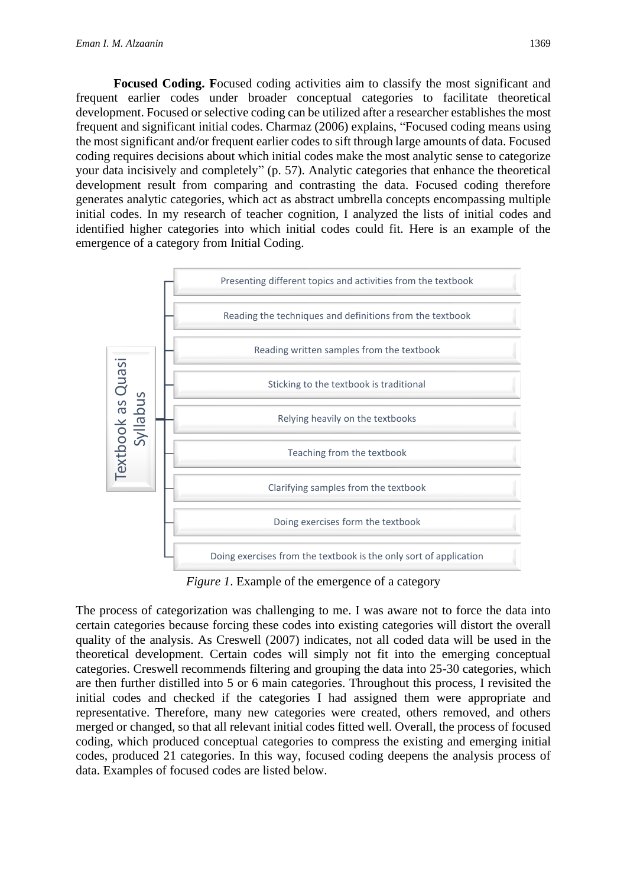**Focused Coding.** Focused coding activities aim to classify the most significant and frequent earlier codes under broader conceptual categories to facilitate theoretical development. Focused or selective coding can be utilized after a researcher establishes the most frequent and significant initial codes. Charmaz (2006) explains, "Focused coding means using the most significant and/or frequent earlier codes to sift through large amounts of data. Focused coding requires decisions about which initial codes make the most analytic sense to categorize your data incisively and completely" (p. 57). Analytic categories that enhance the theoretical development result from comparing and contrasting the data. Focused coding therefore generates analytic categories, which act as abstract umbrella concepts encompassing multiple initial codes. In my research of teacher cognition, I analyzed the lists of initial codes and identified higher categories into which initial codes could fit. Here is an example of the emergence of a category from Initial Coding.

Textbook as Quasi Syllabus

- Presenting different topics and activities from the textbook
- Reading the techniques and definitions from the textbook
- Reading written samples from the textbook
- Sticking to the textbook is traditional
- Relying heavily on the textbooks
- Teaching from the textbook
- Clarifying samples from the textbook
- Doing exercises form the textbook
- Doing exercises from the textbook is the only sort of application

*Figure 1*. Example of the emergence of a category

The process of categorization was challenging to me. I was aware not to force the data into certain categories because forcing these codes into existing categories will distort the overall quality of the analysis. As Creswell (2007) indicates, not all coded data will be used in the theoretical development. Certain codes will simply not fit into the emerging conceptual categories. Creswell recommends filtering and grouping the data into 25-30 categories, which are then further distilled into 5 or 6 main categories. Throughout this process, I revisited the initial codes and checked if the categories I had assigned them were appropriate and representative. Therefore, many new categories were created, others removed, and others merged or changed, so that all relevant initial codes fitted well. Overall, the process of focused coding, which produced conceptual categories to compress the existing and emerging initial codes, produced 21 categories. In this way, focused coding deepens the analysis process of data. Examples of focused codes are listed below.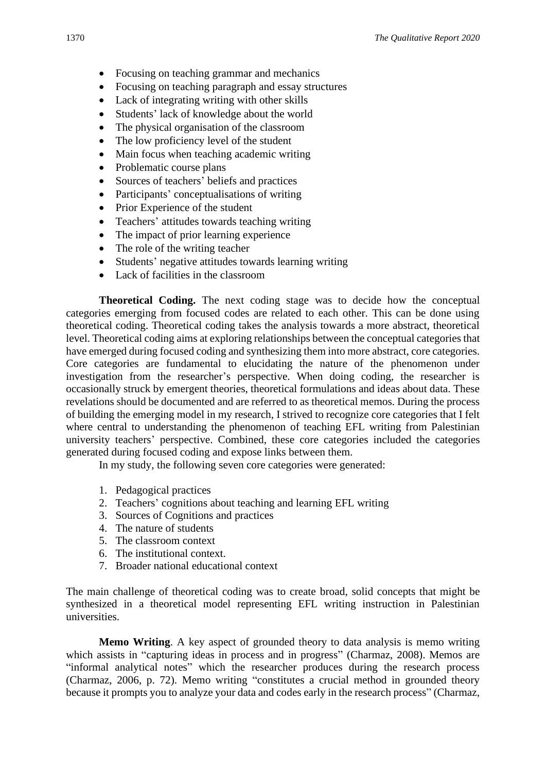- Focusing on teaching grammar and mechanics
- Focusing on teaching paragraph and essay structures
- Lack of integrating writing with other skills
- Students' lack of knowledge about the world
- The physical organisation of the classroom
- The low proficiency level of the student
- Main focus when teaching academic writing
- Problematic course plans
- Sources of teachers' beliefs and practices
- Participants' conceptualisations of writing
- Prior Experience of the student
- Teachers' attitudes towards teaching writing
- The impact of prior learning experience
- The role of the writing teacher
- Students' negative attitudes towards learning writing
- Lack of facilities in the classroom

**Theoretical Coding.** The next coding stage was to decide how the conceptual categories emerging from focused codes are related to each other. This can be done using theoretical coding. Theoretical coding takes the analysis towards a more abstract, theoretical level. Theoretical coding aims at exploring relationships between the conceptual categories that have emerged during focused coding and synthesizing them into more abstract, core categories. Core categories are fundamental to elucidating the nature of the phenomenon under investigation from the researcher's perspective. When doing coding, the researcher is occasionally struck by emergent theories, theoretical formulations and ideas about data. These revelations should be documented and are referred to as theoretical memos. During the process of building the emerging model in my research, I strived to recognize core categories that I felt where central to understanding the phenomenon of teaching EFL writing from Palestinian university teachers' perspective. Combined, these core categories included the categories generated during focused coding and expose links between them.

In my study, the following seven core categories were generated:

1. Pedagogical practices
2. Teachers' cognitions about teaching and learning EFL writing
3. Sources of Cognitions and practices
4. The nature of students
5. The classroom context
6. The institutional context.
7. Broader national educational context

The main challenge of theoretical coding was to create broad, solid concepts that might be synthesized in a theoretical model representing EFL writing instruction in Palestinian universities.

**Memo Writing**. A key aspect of grounded theory to data analysis is memo writing which assists in "capturing ideas in process and in progress" (Charmaz, 2008). Memos are "informal analytical notes" which the researcher produces during the research process (Charmaz, 2006, p. 72). Memo writing "constitutes a crucial method in grounded theory because it prompts you to analyze your data and codes early in the research process" (Charmaz,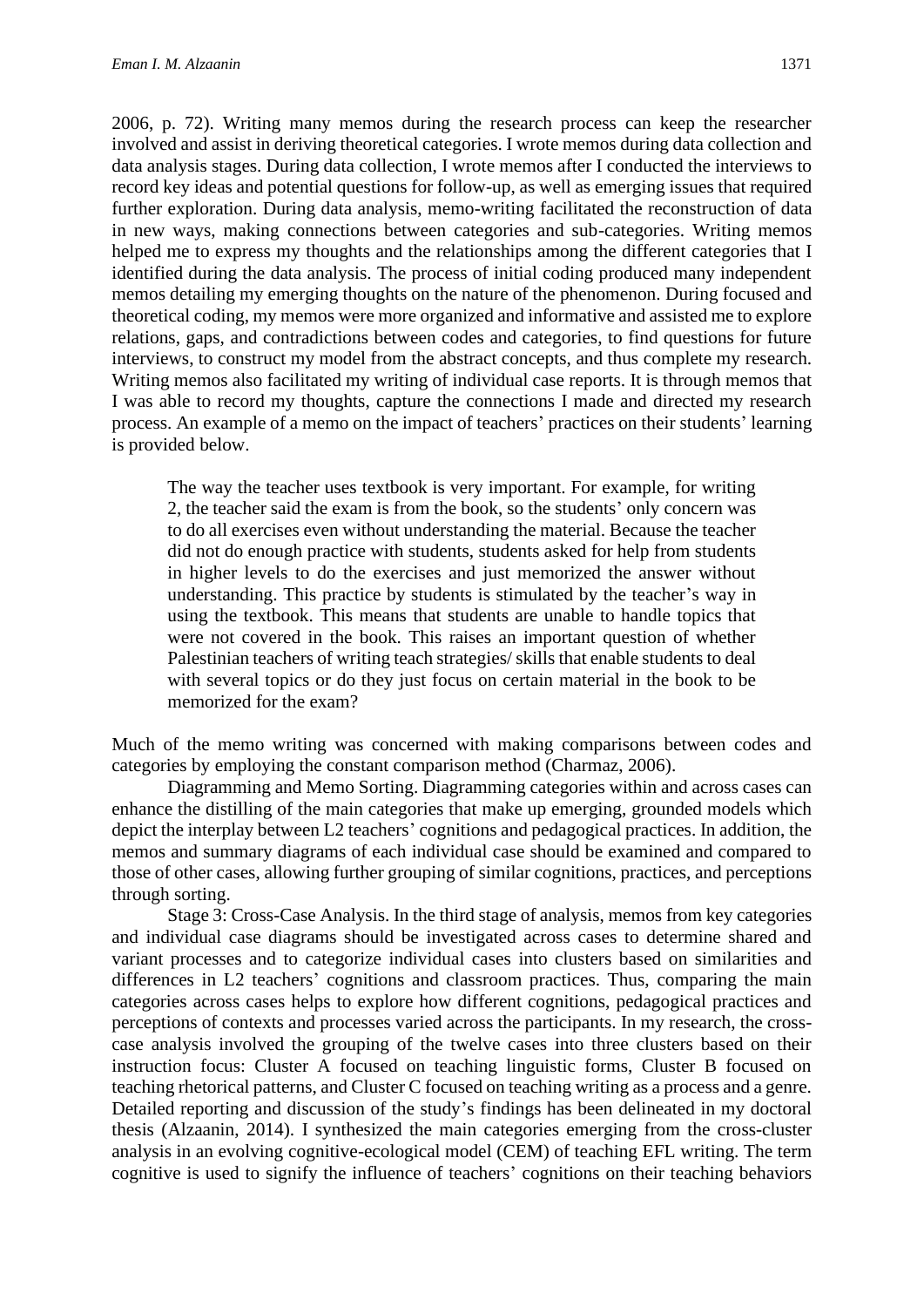2006, p. 72). Writing many memos during the research process can keep the researcher involved and assist in deriving theoretical categories. I wrote memos during data collection and data analysis stages. During data collection, I wrote memos after I conducted the interviews to record key ideas and potential questions for follow-up, as well as emerging issues that required further exploration. During data analysis, memo-writing facilitated the reconstruction of data in new ways, making connections between categories and sub-categories. Writing memos helped me to express my thoughts and the relationships among the different categories that I identified during the data analysis. The process of initial coding produced many independent memos detailing my emerging thoughts on the nature of the phenomenon. During focused and theoretical coding, my memos were more organized and informative and assisted me to explore relations, gaps, and contradictions between codes and categories, to find questions for future interviews, to construct my model from the abstract concepts, and thus complete my research. Writing memos also facilitated my writing of individual case reports. It is through memos that I was able to record my thoughts, capture the connections I made and directed my research process. An example of a memo on the impact of teachers' practices on their students' learning is provided below.

> The way the teacher uses textbook is very important. For example, for writing 2, the teacher said the exam is from the book, so the students' only concern was to do all exercises even without understanding the material. Because the teacher did not do enough practice with students, students asked for help from students in higher levels to do the exercises and just memorized the answer without understanding. This practice by students is stimulated by the teacher's way in using the textbook. This means that students are unable to handle topics that were not covered in the book. This raises an important question of whether Palestinian teachers of writing teach strategies/ skills that enable students to deal with several topics or do they just focus on certain material in the book to be memorized for the exam?

Much of the memo writing was concerned with making comparisons between codes and categories by employing the constant comparison method (Charmaz, 2006).

Diagramming and Memo Sorting. Diagramming categories within and across cases can enhance the distilling of the main categories that make up emerging, grounded models which depict the interplay between L2 teachers' cognitions and pedagogical practices. In addition, the memos and summary diagrams of each individual case should be examined and compared to those of other cases, allowing further grouping of similar cognitions, practices, and perceptions through sorting.

Stage 3: Cross-Case Analysis. In the third stage of analysis, memos from key categories and individual case diagrams should be investigated across cases to determine shared and variant processes and to categorize individual cases into clusters based on similarities and differences in L2 teachers' cognitions and classroom practices. Thus, comparing the main categories across cases helps to explore how different cognitions, pedagogical practices and perceptions of contexts and processes varied across the participants. In my research, the cross-case analysis involved the grouping of the twelve cases into three clusters based on their instruction focus: Cluster A focused on teaching linguistic forms, Cluster B focused on teaching rhetorical patterns, and Cluster C focused on teaching writing as a process and a genre. Detailed reporting and discussion of the study's findings has been delineated in my doctoral thesis (Alzaanin, 2014). I synthesized the main categories emerging from the cross-cluster analysis in an evolving cognitive-ecological model (CEM) of teaching EFL writing. The term cognitive is used to signify the influence of teachers' cognitions on their teaching behaviors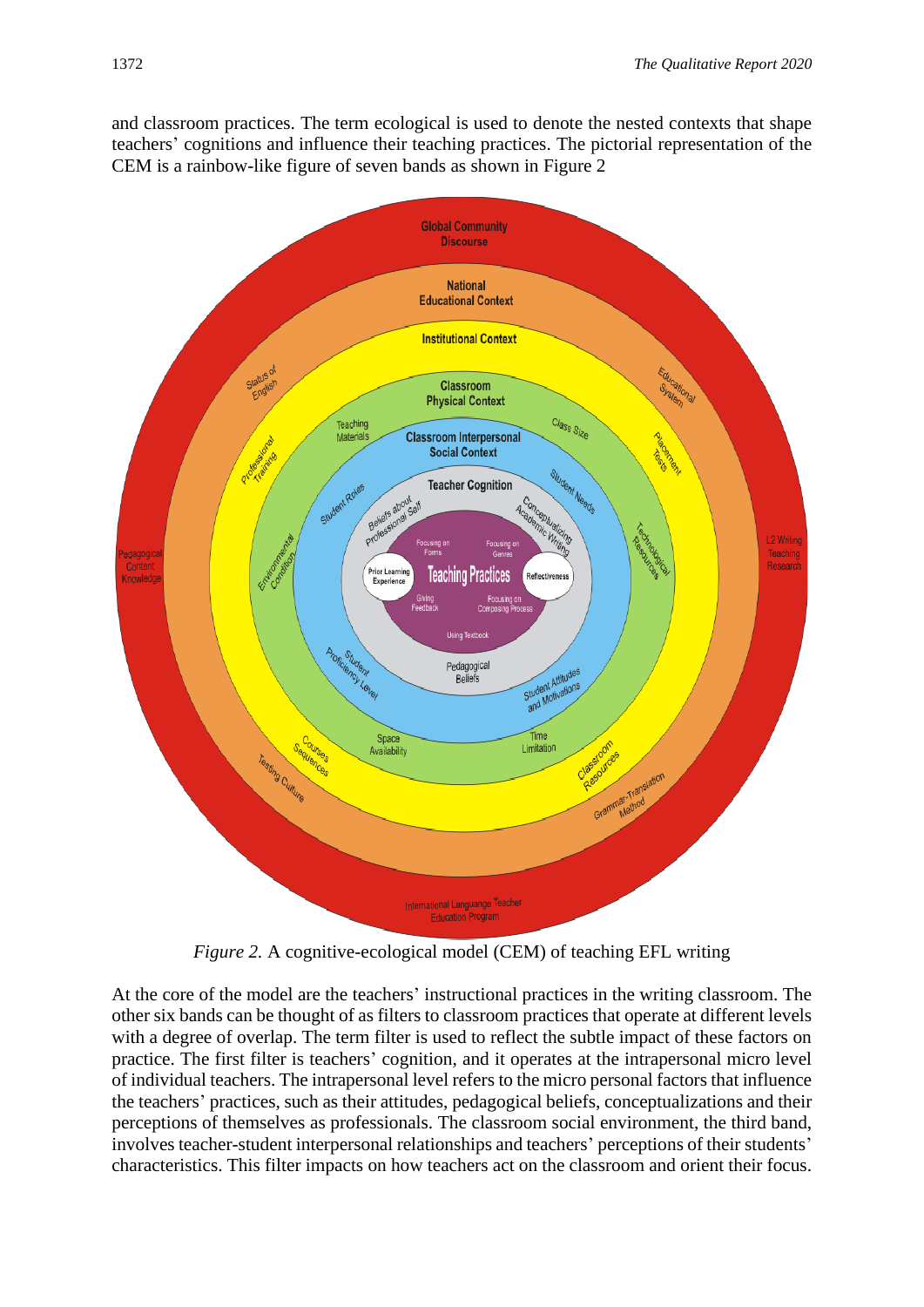and classroom practices. The term ecological is used to denote the nested contexts that shape teachers' cognitions and influence their teaching practices. The pictorial representation of the CEM is a rainbow-like figure of seven bands as shown in Figure 2

*Figure 2.* A cognitive-ecological model (CEM) of teaching EFL writing

At the core of the model are the teachers' instructional practices in the writing classroom. The other six bands can be thought of as filters to classroom practices that operate at different levels with a degree of overlap. The term filter is used to reflect the subtle impact of these factors on practice. The first filter is teachers' cognition, and it operates at the intrapersonal micro level of individual teachers. The intrapersonal level refers to the micro personal factors that influence the teachers' practices, such as their attitudes, pedagogical beliefs, conceptualizations and their perceptions of themselves as professionals. The classroom social environment, the third band, involves teacher-student interpersonal relationships and teachers' perceptions of their students' characteristics. This filter impacts on how teachers act on the classroom and orient their focus.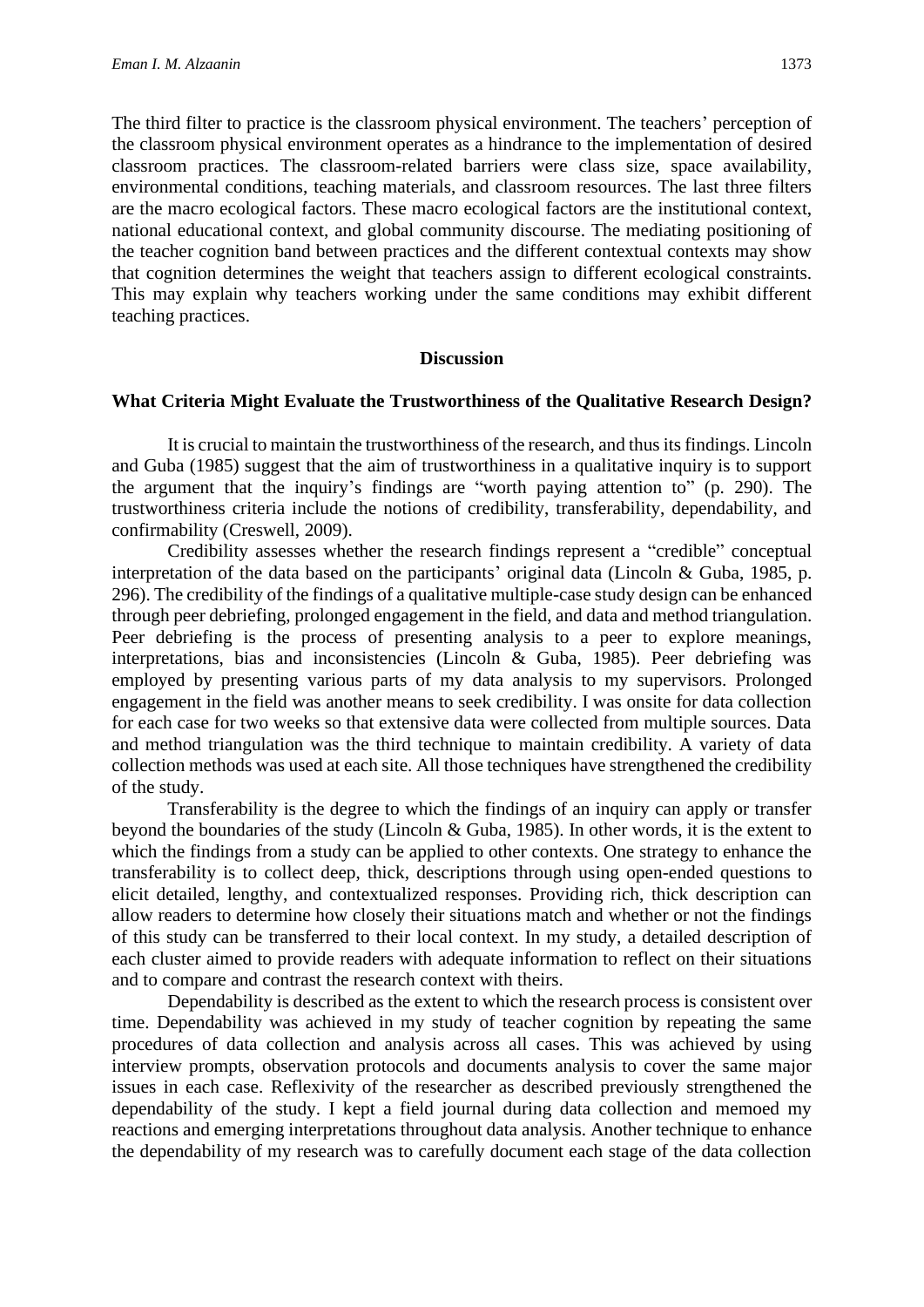The third filter to practice is the classroom physical environment. The teachers' perception of the classroom physical environment operates as a hindrance to the implementation of desired classroom practices. The classroom-related barriers were class size, space availability, environmental conditions, teaching materials, and classroom resources. The last three filters are the macro ecological factors. These macro ecological factors are the institutional context, national educational context, and global community discourse. The mediating positioning of the teacher cognition band between practices and the different contextual contexts may show that cognition determines the weight that teachers assign to different ecological constraints. This may explain why teachers working under the same conditions may exhibit different teaching practices.

## Discussion

### What Criteria Might Evaluate the Trustworthiness of the Qualitative Research Design?

It is crucial to maintain the trustworthiness of the research, and thus its findings. Lincoln and Guba (1985) suggest that the aim of trustworthiness in a qualitative inquiry is to support the argument that the inquiry's findings are "worth paying attention to" (p. 290). The trustworthiness criteria include the notions of credibility, transferability, dependability, and confirmability (Creswell, 2009).

Credibility assesses whether the research findings represent a "credible" conceptual interpretation of the data based on the participants' original data (Lincoln & Guba, 1985, p. 296). The credibility of the findings of a qualitative multiple-case study design can be enhanced through peer debriefing, prolonged engagement in the field, and data and method triangulation. Peer debriefing is the process of presenting analysis to a peer to explore meanings, interpretations, bias and inconsistencies (Lincoln & Guba, 1985). Peer debriefing was employed by presenting various parts of my data analysis to my supervisors. Prolonged engagement in the field was another means to seek credibility. I was onsite for data collection for each case for two weeks so that extensive data were collected from multiple sources. Data and method triangulation was the third technique to maintain credibility. A variety of data collection methods was used at each site. All those techniques have strengthened the credibility of the study.

Transferability is the degree to which the findings of an inquiry can apply or transfer beyond the boundaries of the study (Lincoln & Guba, 1985). In other words, it is the extent to which the findings from a study can be applied to other contexts. One strategy to enhance the transferability is to collect deep, thick, descriptions through using open-ended questions to elicit detailed, lengthy, and contextualized responses. Providing rich, thick description can allow readers to determine how closely their situations match and whether or not the findings of this study can be transferred to their local context. In my study, a detailed description of each cluster aimed to provide readers with adequate information to reflect on their situations and to compare and contrast the research context with theirs.

Dependability is described as the extent to which the research process is consistent over time. Dependability was achieved in my study of teacher cognition by repeating the same procedures of data collection and analysis across all cases. This was achieved by using interview prompts, observation protocols and documents analysis to cover the same major issues in each case. Reflexivity of the researcher as described previously strengthened the dependability of the study. I kept a field journal during data collection and memoed my reactions and emerging interpretations throughout data analysis. Another technique to enhance the dependability of my research was to carefully document each stage of the data collection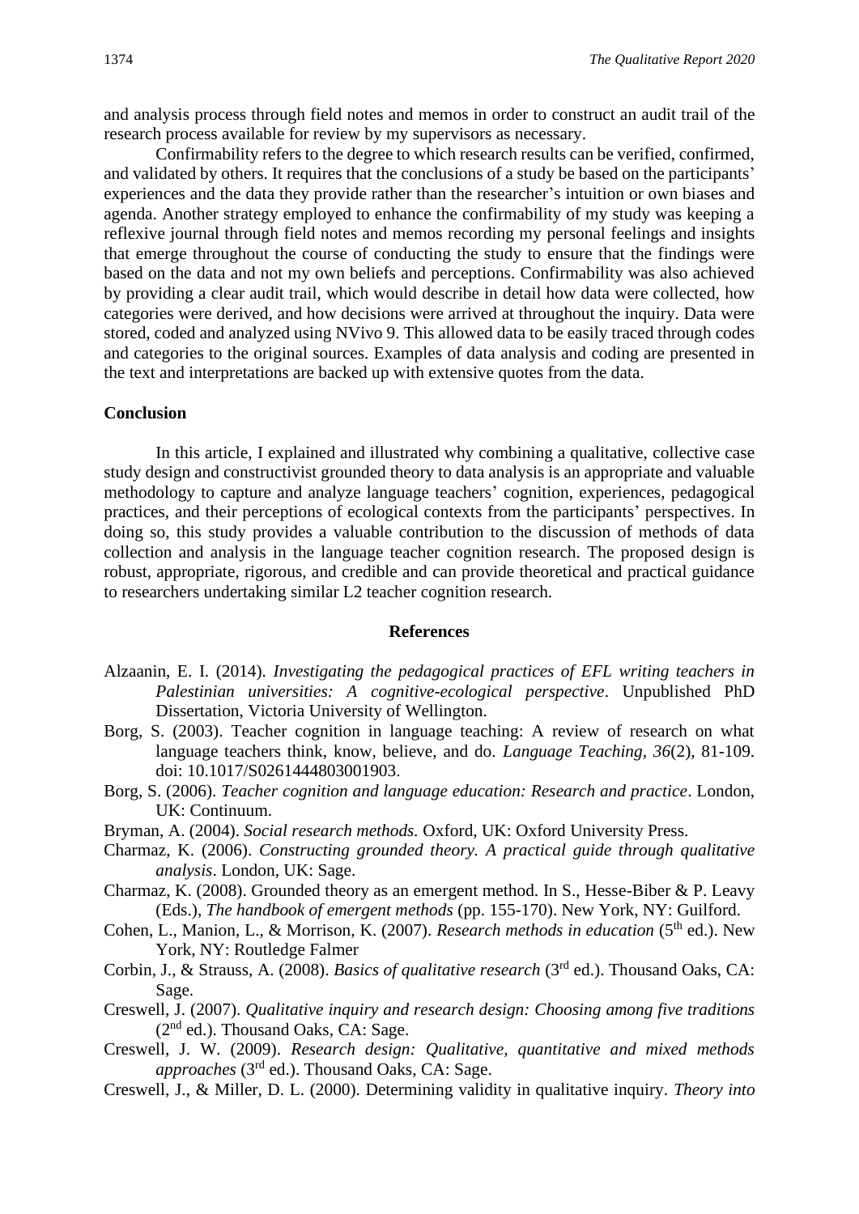and analysis process through field notes and memos in order to construct an audit trail of the research process available for review by my supervisors as necessary.

Confirmability refers to the degree to which research results can be verified, confirmed, and validated by others. It requires that the conclusions of a study be based on the participants' experiences and the data they provide rather than the researcher's intuition or own biases and agenda. Another strategy employed to enhance the confirmability of my study was keeping a reflexive journal through field notes and memos recording my personal feelings and insights that emerge throughout the course of conducting the study to ensure that the findings were based on the data and not my own beliefs and perceptions. Confirmability was also achieved by providing a clear audit trail, which would describe in detail how data were collected, how categories were derived, and how decisions were arrived at throughout the inquiry. Data were stored, coded and analyzed using NVivo 9. This allowed data to be easily traced through codes and categories to the original sources. Examples of data analysis and coding are presented in the text and interpretations are backed up with extensive quotes from the data.

## Conclusion

In this article, I explained and illustrated why combining a qualitative, collective case study design and constructivist grounded theory to data analysis is an appropriate and valuable methodology to capture and analyze language teachers' cognition, experiences, pedagogical practices, and their perceptions of ecological contexts from the participants' perspectives. In doing so, this study provides a valuable contribution to the discussion of methods of data collection and analysis in the language teacher cognition research. The proposed design is robust, appropriate, rigorous, and credible and can provide theoretical and practical guidance to researchers undertaking similar L2 teacher cognition research.

## References

Alzaanin, E. I. (2014). *Investigating the pedagogical practices of EFL writing teachers in Palestinian universities: A cognitive-ecological perspective*. Unpublished PhD Dissertation, Victoria University of Wellington.

Borg, S. (2003). Teacher cognition in language teaching: A review of research on what language teachers think, know, believe, and do. *Language Teaching, 36*(2), 81-109. doi: 10.1017/S0261444803001903.

Borg, S. (2006). *Teacher cognition and language education: Research and practice*. London, UK: Continuum.

Bryman, A. (2004). *Social research methods.* Oxford, UK: Oxford University Press.

Charmaz, K. (2006). *Constructing grounded theory. A practical guide through qualitative analysis*. London, UK: Sage.

Charmaz, K. (2008). Grounded theory as an emergent method. In S., Hesse-Biber & P. Leavy (Eds.), *The handbook of emergent methods* (pp. 155-170). New York, NY: Guilford.

Cohen, L., Manion, L., & Morrison, K. (2007). *Research methods in education* (5th ed.). New York, NY: Routledge Falmer

Corbin, J., & Strauss, A. (2008). *Basics of qualitative research* (3rd ed.). Thousand Oaks, CA: Sage.

Creswell, J. (2007). *Qualitative inquiry and research design: Choosing among five traditions* (2nd ed.). Thousand Oaks, CA: Sage.

Creswell, J. W. (2009). *Research design: Qualitative, quantitative and mixed methods approaches* (3rd ed.). Thousand Oaks, CA: Sage.

Creswell, J., & Miller, D. L. (2000). Determining validity in qualitative inquiry. *Theory into*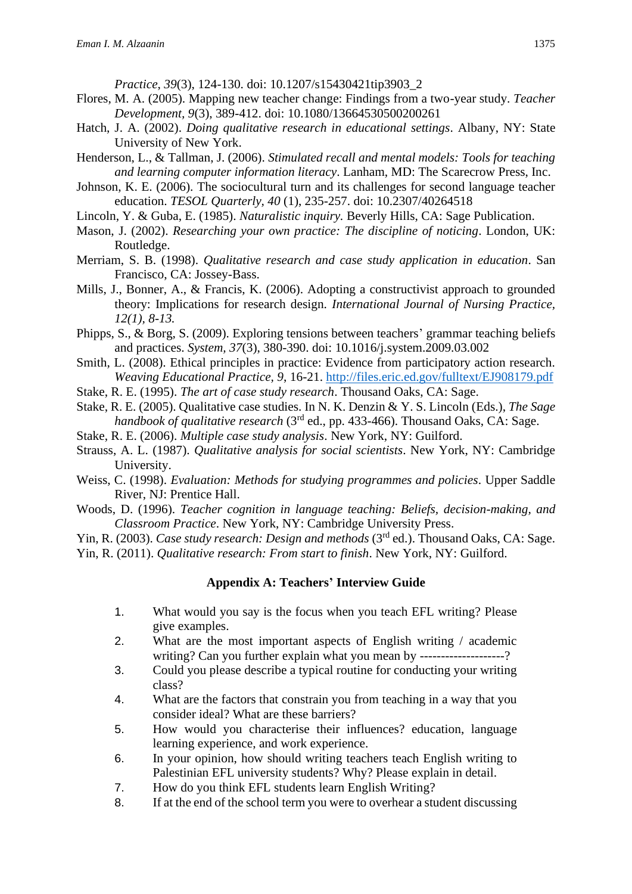*Practice*, *39*(3), 124-130. doi: 10.1207/s15430421tip3903_2

Flores, M. A. (2005). Mapping new teacher change: Findings from a two-year study. *Teacher Development*, *9*(3), 389-412. doi: 10.1080/13664530500200261

Hatch, J. A. (2002). *Doing qualitative research in educational settings*. Albany, NY: State University of New York.

Henderson, L., & Tallman, J. (2006). *Stimulated recall and mental models: Tools for teaching and learning computer information literacy*. Lanham, MD: The Scarecrow Press, Inc.

Johnson, K. E. (2006). The sociocultural turn and its challenges for second language teacher education. *TESOL Quarterly*, *40* (1), 235-257. doi: 10.2307/40264518

Lincoln, Y. & Guba, E. (1985). *Naturalistic inquiry.* Beverly Hills, CA: Sage Publication.

Mason, J. (2002). *Researching your own practice: The discipline of noticing*. London, UK: Routledge.

Merriam, S. B. (1998). *Qualitative research and case study application in education*. San Francisco, CA: Jossey-Bass.

Mills, J., Bonner, A., & Francis, K. (2006). Adopting a constructivist approach to grounded theory: Implications for research design. *International Journal of Nursing Practice, 12(1), 8-13.*

Phipps, S., & Borg, S. (2009). Exploring tensions between teachers' grammar teaching beliefs and practices. *System*, *37*(3), 380-390. doi: 10.1016/j.system.2009.03.002

Smith, L. (2008). Ethical principles in practice: Evidence from participatory action research. *Weaving Educational Practice, 9*, 16-21. http://files.eric.ed.gov/fulltext/EJ908179.pdf

Stake, R. E. (1995). *The art of case study research*. Thousand Oaks, CA: Sage.

Stake, R. E. (2005). Qualitative case studies. In N. K. Denzin & Y. S. Lincoln (Eds.), *The Sage handbook of qualitative research* (3rd ed., pp. 433-466). Thousand Oaks, CA: Sage.

Stake, R. E. (2006). *Multiple case study analysis*. New York, NY: Guilford.

Strauss, A. L. (1987). *Qualitative analysis for social scientists*. New York, NY: Cambridge University.

Weiss, C. (1998). *Evaluation: Methods for studying programmes and policies*. Upper Saddle River, NJ: Prentice Hall.

Woods, D. (1996). *Teacher cognition in language teaching: Beliefs, decision-making, and Classroom Practice*. New York, NY: Cambridge University Press.

Yin, R. (2003). *Case study research: Design and methods* (3rd ed.). Thousand Oaks, CA: Sage.

Yin, R. (2011). *Qualitative research: From start to finish*. New York, NY: Guilford.

## Appendix A: Teachers' Interview Guide

1. What would you say is the focus when you teach EFL writing? Please give examples.
2. What are the most important aspects of English writing / academic writing? Can you further explain what you mean by --------------------?
3. Could you please describe a typical routine for conducting your writing class?
4. What are the factors that constrain you from teaching in a way that you consider ideal? What are these barriers?
5. How would you characterise their influences? education, language learning experience, and work experience.
6. In your opinion, how should writing teachers teach English writing to Palestinian EFL university students? Why? Please explain in detail.
7. How do you think EFL students learn English Writing?
8. If at the end of the school term you were to overhear a student discussing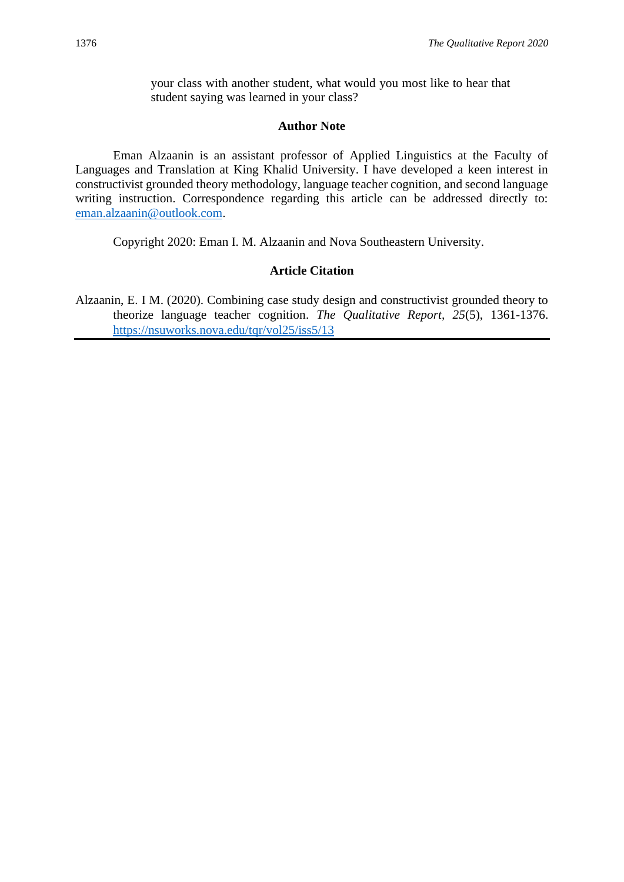your class with another student, what would you most like to hear that student saying was learned in your class?

## Author Note

Eman Alzaanin is an assistant professor of Applied Linguistics at the Faculty of Languages and Translation at King Khalid University. I have developed a keen interest in constructivist grounded theory methodology, language teacher cognition, and second language writing instruction. Correspondence regarding this article can be addressed directly to: eman.alzaanin@outlook.com.

Copyright 2020: Eman I. M. Alzaanin and Nova Southeastern University.

## Article Citation

Alzaanin, E. I M. (2020). Combining case study design and constructivist grounded theory to theorize language teacher cognition. *The Qualitative Report*, *25*(5), 1361-1376. https://nsuworks.nova.edu/tqr/vol25/iss5/13